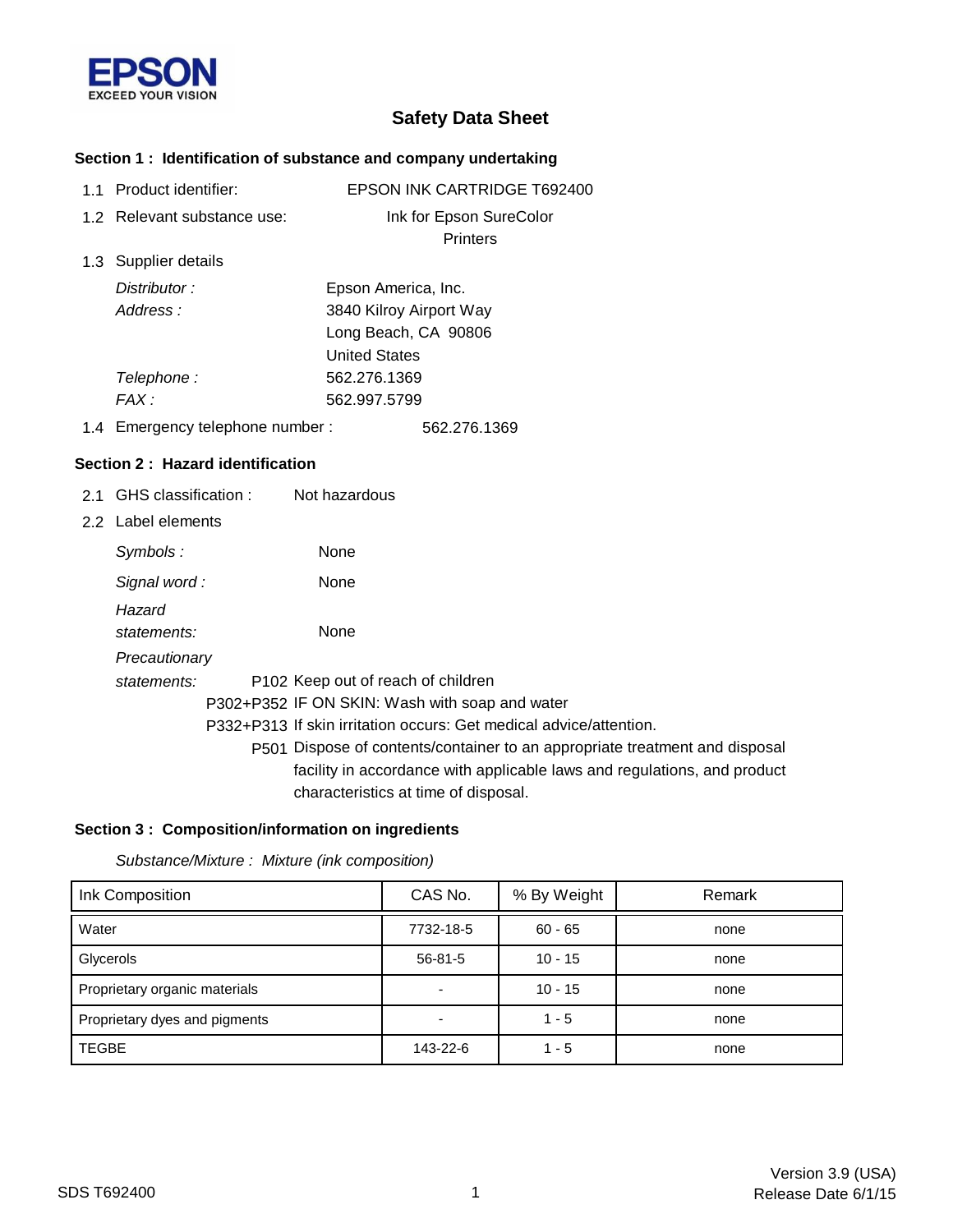EPSON
EXCEED YOUR VISION

# Safety Data Sheet

## Section 1 : Identification of substance and company undertaking

1.1 Product identifier: EPSON INK CARTRIDGE T692400

1.2 Relevant substance use: Ink for Epson SureColor Printers

1.3 Supplier details

*Distributor :* Epson America, Inc.
*Address :* 3840 Kilroy Airport Way
Long Beach, CA 90806
United States
*Telephone :* 562.276.1369
*FAX :* 562.997.5799

1.4 Emergency telephone number : 562.276.1369

## Section 2 : Hazard identification

2.1 GHS classification : Not hazardous

2.2 Label elements

*Symbols :* None

*Signal word :* None

*Hazard statements:* None

*Precautionary statements:*
P102 Keep out of reach of children
P302+P352 IF ON SKIN: Wash with soap and water
P332+P313 If skin irritation occurs: Get medical advice/attention.
P501 Dispose of contents/container to an appropriate treatment and disposal facility in accordance with applicable laws and regulations, and product characteristics at time of disposal.

## Section 3 : Composition/information on ingredients

*Substance/Mixture : Mixture (ink composition)*

| Ink Composition | CAS No. | % By Weight | Remark |
|---|---|---|---|
| Water | 7732-18-5 | 60 - 65 | none |
| Glycerols | 56-81-5 | 10 - 15 | none |
| Proprietary organic materials | - | 10 - 15 | none |
| Proprietary dyes and pigments | - | 1 - 5 | none |
| TEGBE | 143-22-6 | 1 - 5 | none |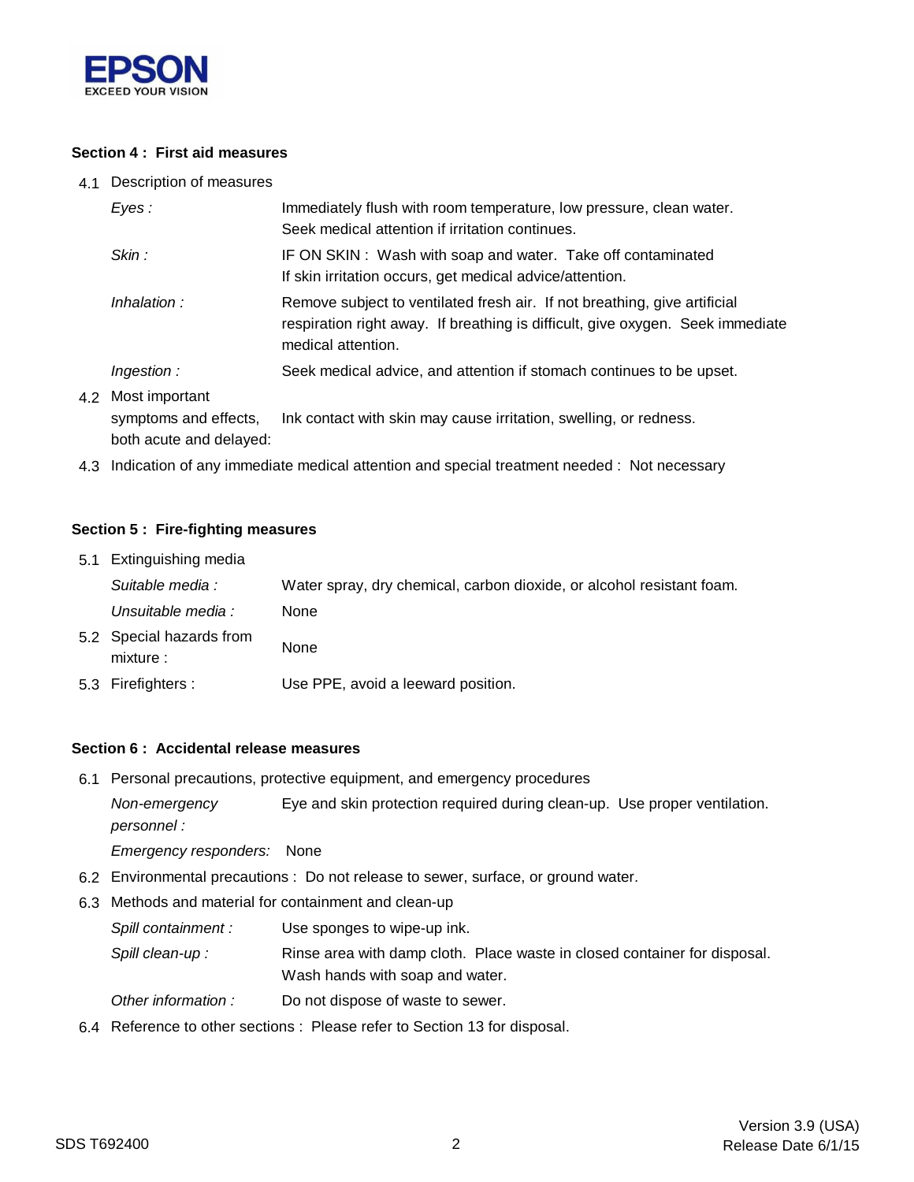## Section 4 : First aid measures

4.1 Description of measures

| | |
|---|---|
| *Eyes :* | Immediately flush with room temperature, low pressure, clean water. Seek medical attention if irritation continues. |
| *Skin :* | IF ON SKIN : Wash with soap and water. Take off contaminated If skin irritation occurs, get medical advice/attention. |
| *Inhalation :* | Remove subject to ventilated fresh air. If not breathing, give artificial respiration right away. If breathing is difficult, give oxygen. Seek immediate medical attention. |
| *Ingestion :* | Seek medical advice, and attention if stomach continues to be upset. |

4.2 Most important symptoms and effects, both acute and delayed: Ink contact with skin may cause irritation, swelling, or redness.

4.3 Indication of any immediate medical attention and special treatment needed : Not necessary

## Section 5 : Fire-fighting measures

5.1 Extinguishing media

| | |
|---|---|
| *Suitable media :* | Water spray, dry chemical, carbon dioxide, or alcohol resistant foam. |
| *Unsuitable media :* | None |

5.2 Special hazards from mixture : None

5.3 Firefighters : Use PPE, avoid a leeward position.

## Section 6 : Accidental release measures

6.1 Personal precautions, protective equipment, and emergency procedures

| | |
|---|---|
| *Non-emergency personnel :* | Eye and skin protection required during clean-up. Use proper ventilation. |
| *Emergency responders:* | None |

6.2 Environmental precautions : Do not release to sewer, surface, or ground water.

6.3 Methods and material for containment and clean-up

| | |
|---|---|
| *Spill containment :* | Use sponges to wipe-up ink. |
| *Spill clean-up :* | Rinse area with damp cloth. Place waste in closed container for disposal. Wash hands with soap and water. |
| *Other information :* | Do not dispose of waste to sewer. |

6.4 Reference to other sections : Please refer to Section 13 for disposal.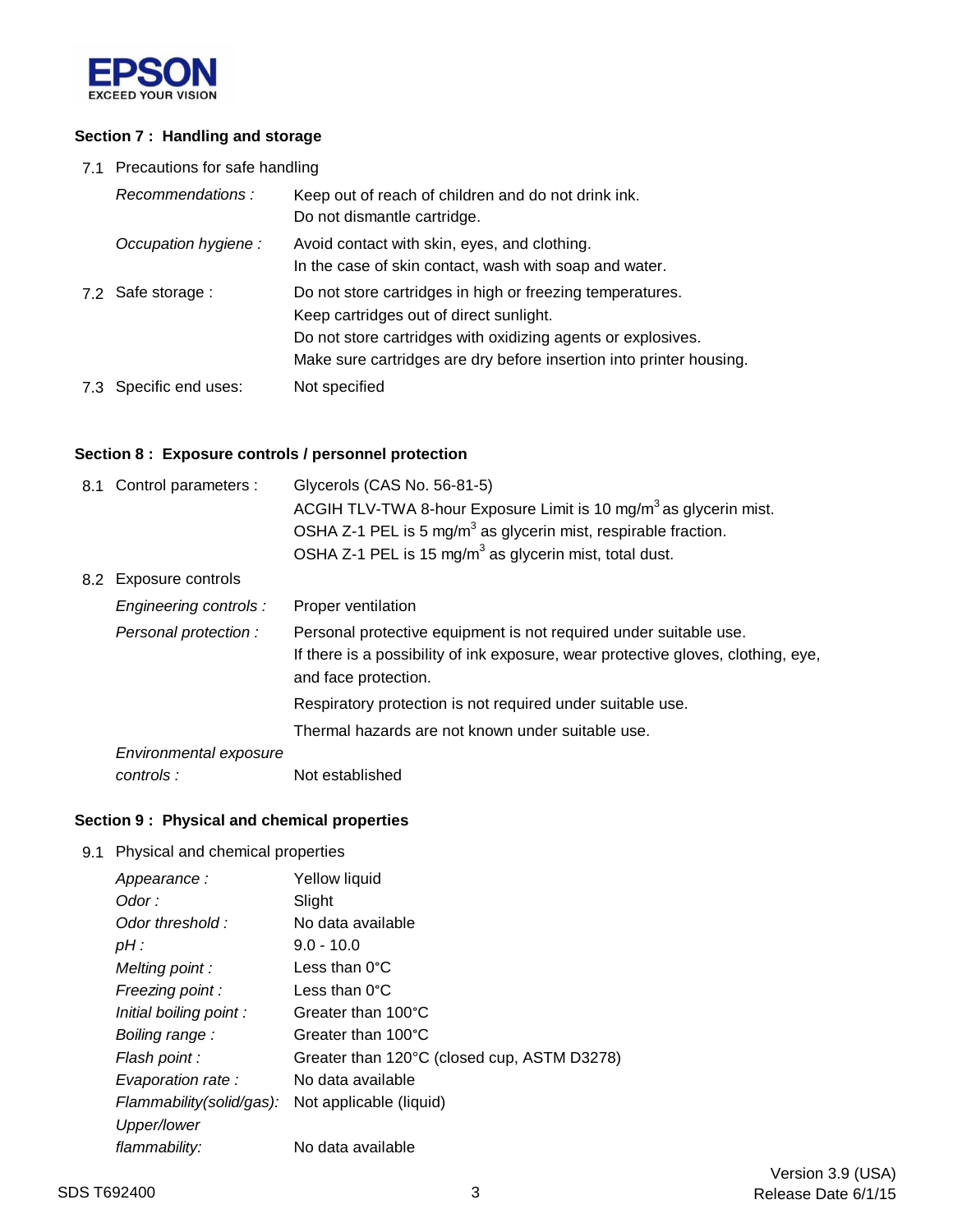## Section 7 : Handling and storage

7.1 Precautions for safe handling

| | |
|---|---|
| *Recommendations :* | Keep out of reach of children and do not drink ink.<br>Do not dismantle cartridge. |
| *Occupation hygiene :* | Avoid contact with skin, eyes, and clothing.<br>In the case of skin contact, wash with soap and water. |

7.2 Safe storage : Do not store cartridges in high or freezing temperatures.
Keep cartridges out of direct sunlight.
Do not store cartridges with oxidizing agents or explosives.
Make sure cartridges are dry before insertion into printer housing.

7.3 Specific end uses: Not specified

## Section 8 : Exposure controls / personnel protection

8.1 Control parameters : Glycerols (CAS No. 56-81-5)
ACGIH TLV-TWA 8-hour Exposure Limit is 10 mg/$m^3$ as glycerin mist.
OSHA Z-1 PEL is 5 mg/$m^3$ as glycerin mist, respirable fraction.
OSHA Z-1 PEL is 15 mg/$m^3$ as glycerin mist, total dust.

8.2 Exposure controls

| | |
|---|---|
| *Engineering controls :* | Proper ventilation |
| *Personal protection :* | Personal protective equipment is not required under suitable use.<br>If there is a possibility of ink exposure, wear protective gloves, clothing, eye, and face protection.<br>Respiratory protection is not required under suitable use.<br>Thermal hazards are not known under suitable use. |
| *Environmental exposure controls :* | Not established |

## Section 9 : Physical and chemical properties

9.1 Physical and chemical properties

| | |
|---|---|
| *Appearance :* | Yellow liquid |
| *Odor :* | Slight |
| *Odor threshold :* | No data available |
| *pH :* | 9.0 - 10.0 |
| *Melting point :* | Less than 0°C |
| *Freezing point :* | Less than 0°C |
| *Initial boiling point :* | Greater than 100°C |
| *Boiling range :* | Greater than 100°C |
| *Flash point :* | Greater than 120°C (closed cup, ASTM D3278) |
| *Evaporation rate :* | No data available |
| *Flammability(solid/gas):* | Not applicable (liquid) |
| *Upper/lower flammability:* | No data available |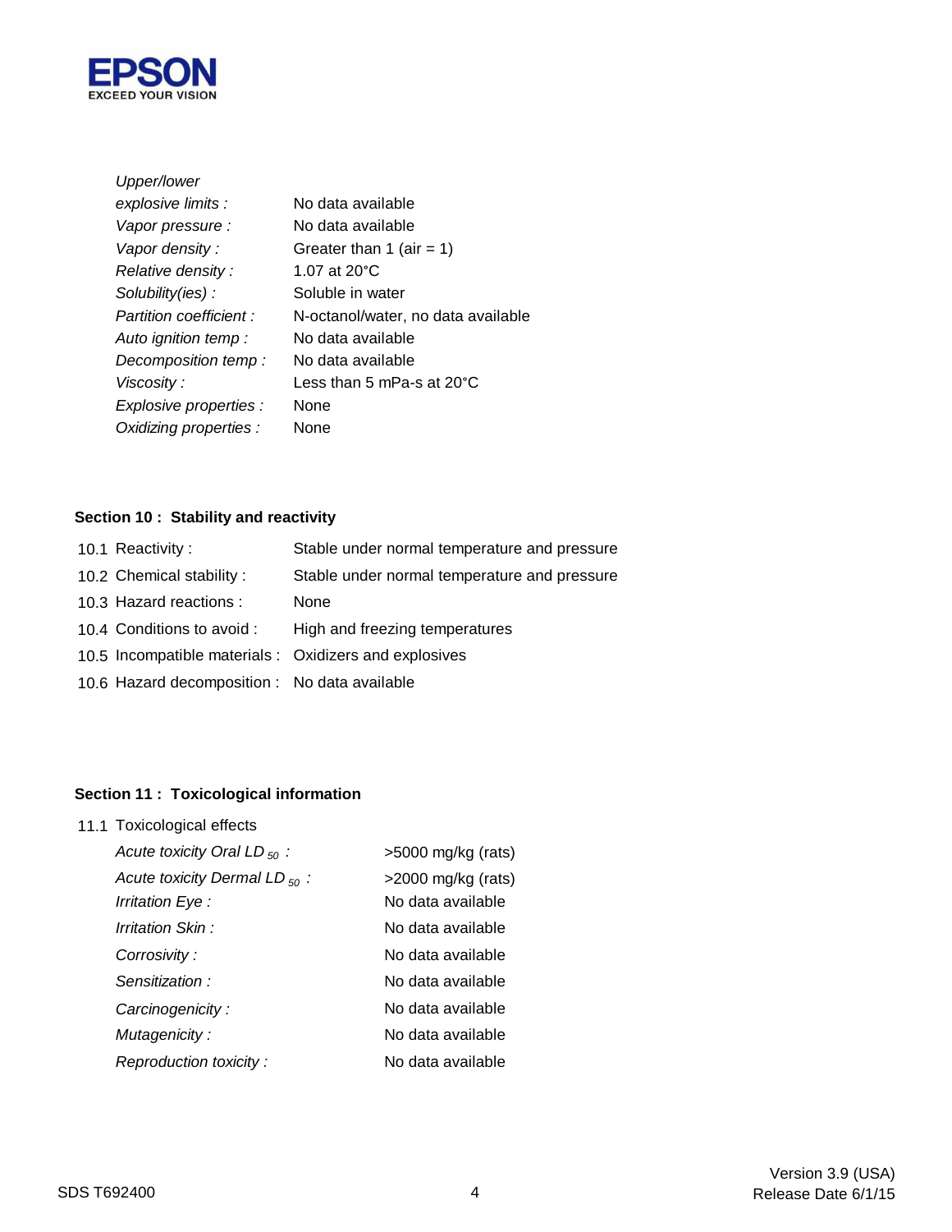| | |
|---|---|
| *Upper/lower explosive limits :* | No data available |
| *Vapor pressure :* | No data available |
| *Vapor density :* | Greater than 1 (air = 1) |
| *Relative density :* | 1.07 at 20°C |
| *Solubility(ies) :* | Soluble in water |
| *Partition coefficient :* | N-octanol/water, no data available |
| *Auto ignition temp :* | No data available |
| *Decomposition temp :* | No data available |
| *Viscosity :* | Less than 5 mPa-s at 20°C |
| *Explosive properties :* | None |
| *Oxidizing properties :* | None |

## Section 10 : Stability and reactivity

| | |
|---|---|
| 10.1 Reactivity : | Stable under normal temperature and pressure |
| 10.2 Chemical stability : | Stable under normal temperature and pressure |
| 10.3 Hazard reactions : | None |
| 10.4 Conditions to avoid : | High and freezing temperatures |
| 10.5 Incompatible materials : | Oxidizers and explosives |
| 10.6 Hazard decomposition : | No data available |

## Section 11 : Toxicological information

11.1 Toxicological effects

| | |
|---|---|
| *Acute toxicity Oral $LD_{50}$ :* | >5000 mg/kg (rats) |
| *Acute toxicity Dermal $LD_{50}$ :* | >2000 mg/kg (rats) |
| *Irritation Eye :* | No data available |
| *Irritation Skin :* | No data available |
| *Corrosivity :* | No data available |
| *Sensitization :* | No data available |
| *Carcinogenicity :* | No data available |
| *Mutagenicity :* | No data available |
| *Reproduction toxicity :* | No data available |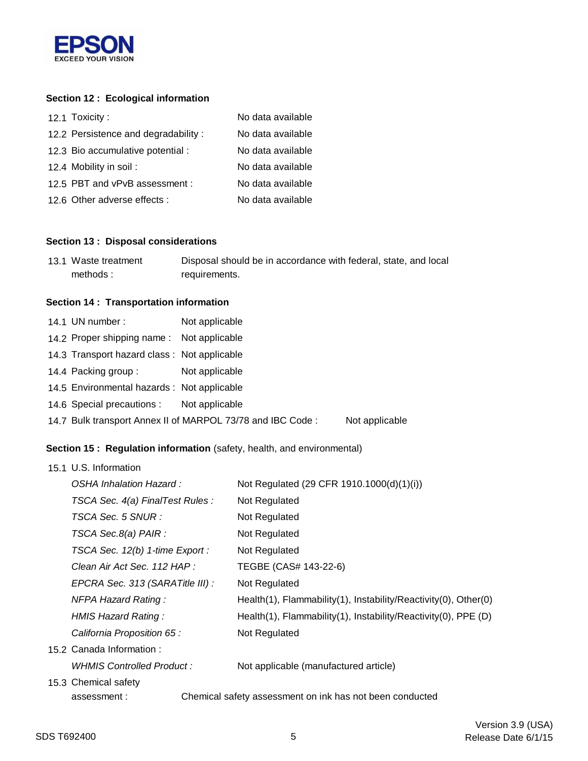## Section 12 : Ecological information

| | |
|---|---|
| 12.1 Toxicity : | No data available |
| 12.2 Persistence and degradability : | No data available |
| 12.3 Bio accumulative potential : | No data available |
| 12.4 Mobility in soil : | No data available |
| 12.5 PBT and vPvB assessment : | No data available |
| 12.6 Other adverse effects : | No data available |

## Section 13 : Disposal considerations

| | |
|---|---|
| 13.1 Waste treatment methods : | Disposal should be in accordance with federal, state, and local requirements. |

## Section 14 : Transportation information

| | |
|---|---|
| 14.1 UN number : | Not applicable |
| 14.2 Proper shipping name : | Not applicable |
| 14.3 Transport hazard class : | Not applicable |
| 14.4 Packing group : | Not applicable |
| 14.5 Environmental hazards : | Not applicable |
| 14.6 Special precautions : | Not applicable |
| 14.7 Bulk transport Annex II of MARPOL 73/78 and IBC Code : | Not applicable |

## Section 15 : Regulation information (safety, health, and environmental)

15.1 U.S. Information

| | |
|---|---|
| *OSHA Inhalation Hazard :* | Not Regulated (29 CFR 1910.1000(d)(1)(i)) |
| *TSCA Sec. 4(a) FinalTest Rules :* | Not Regulated |
| *TSCA Sec. 5 SNUR :* | Not Regulated |
| *TSCA Sec.8(a) PAIR :* | Not Regulated |
| *TSCA Sec. 12(b) 1-time Export :* | Not Regulated |
| *Clean Air Act Sec. 112 HAP :* | TEGBE (CAS# 143-22-6) |
| *EPCRA Sec. 313 (SARATitle III) :* | Not Regulated |
| *NFPA Hazard Rating :* | Health(1), Flammability(1), Instability/Reactivity(0), Other(0) |
| *HMIS Hazard Rating :* | Health(1), Flammability(1), Instability/Reactivity(0), PPE (D) |
| *California Proposition 65 :* | Not Regulated |

15.2 Canada Information :

| | |
|---|---|
| *WHMIS Controlled Product :* | Not applicable (manufactured article) |

15.3 Chemical safety assessment : Chemical safety assessment on ink has not been conducted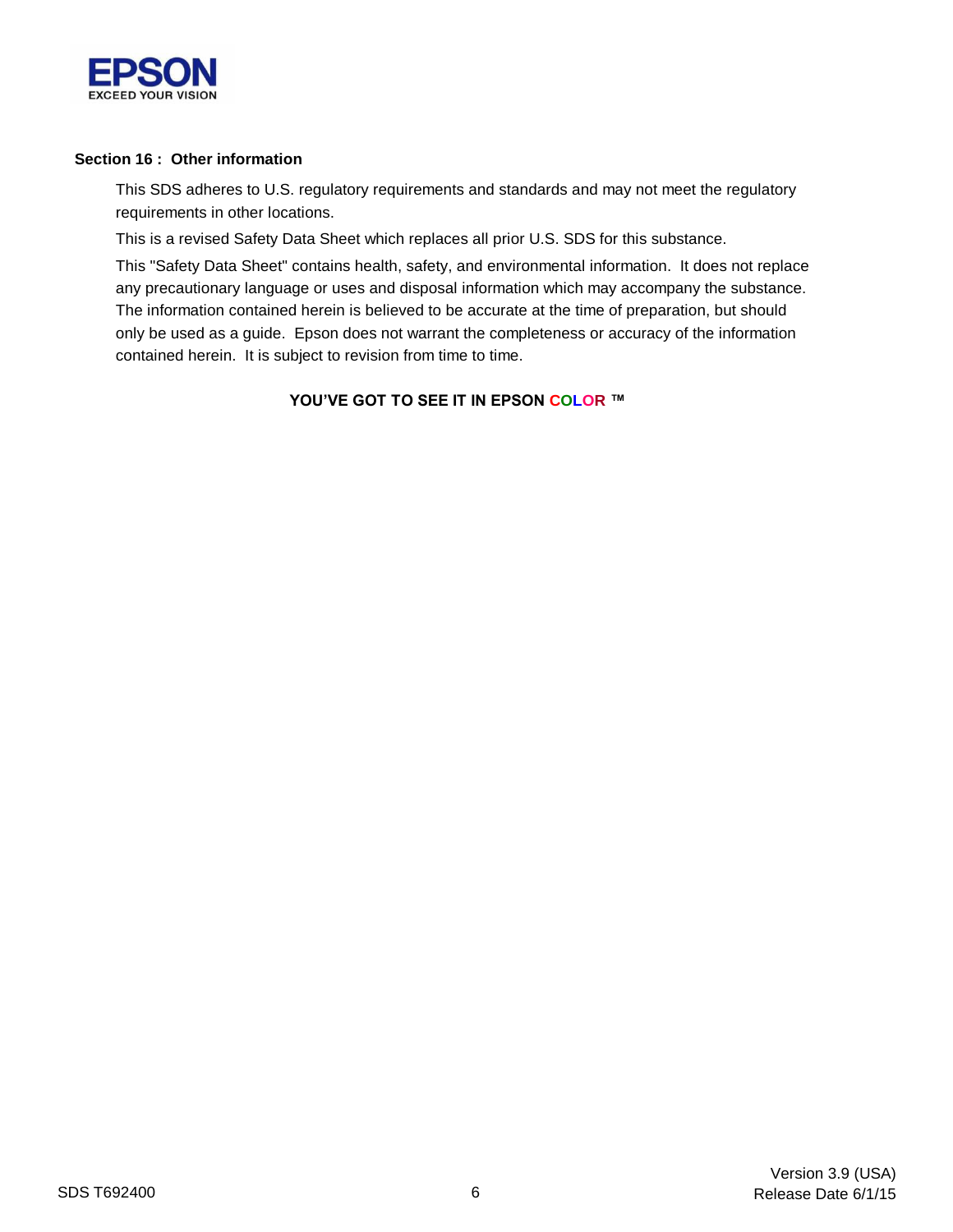## Section 16 : Other information

This SDS adheres to U.S. regulatory requirements and standards and may not meet the regulatory requirements in other locations.

This is a revised Safety Data Sheet which replaces all prior U.S. SDS for this substance.

This "Safety Data Sheet" contains health, safety, and environmental information. It does not replace any precautionary language or uses and disposal information which may accompany the substance. The information contained herein is believed to be accurate at the time of preparation, but should only be used as a guide. Epson does not warrant the completeness or accuracy of the information contained herein. It is subject to revision from time to time.

**YOU'VE GOT TO SEE IT IN EPSON COLOR ™**